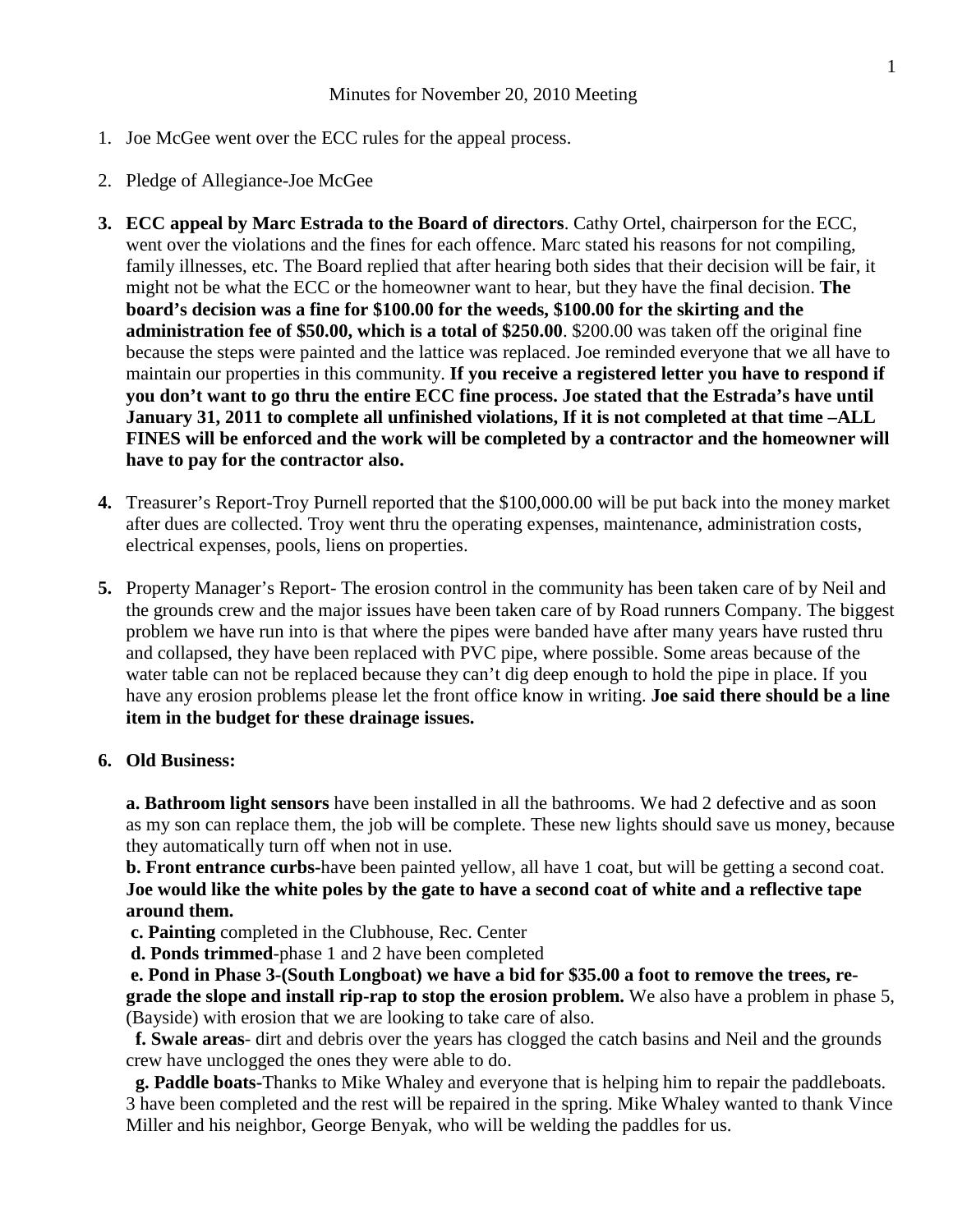Minutes for November 20, 2010 Meeting

1. Joe McGee went over the ECC rules for the appeal process.

2. Pledge of Allegiance-Joe McGee

3. **ECC appeal by Marc Estrada to the Board of directors**. Cathy Ortel, chairperson for the ECC, went over the violations and the fines for each offence. Marc stated his reasons for not compiling, family illnesses, etc. The Board replied that after hearing both sides that their decision will be fair, it might not be what the ECC or the homeowner want to hear, but they have the final decision. **The board's decision was a fine for $100.00 for the weeds, $100.00 for the skirting and the administration fee of $50.00, which is a total of $250.00**. $200.00 was taken off the original fine because the steps were painted and the lattice was replaced. Joe reminded everyone that we all have to maintain our properties in this community. **If you receive a registered letter you have to respond if you don't want to go thru the entire ECC fine process. Joe stated that the Estrada's have until January 31, 2011 to complete all unfinished violations, If it is not completed at that time –ALL FINES will be enforced and the work will be completed by a contractor and the homeowner will have to pay for the contractor also.**

4. Treasurer's Report-Troy Purnell reported that the $100,000.00 will be put back into the money market after dues are collected. Troy went thru the operating expenses, maintenance, administration costs, electrical expenses, pools, liens on properties.

5. Property Manager's Report- The erosion control in the community has been taken care of by Neil and the grounds crew and the major issues have been taken care of by Road runners Company. The biggest problem we have run into is that where the pipes were banded have after many years have rusted thru and collapsed, they have been replaced with PVC pipe, where possible. Some areas because of the water table can not be replaced because they can't dig deep enough to hold the pipe in place. If you have any erosion problems please let the front office know in writing. **Joe said there should be a line item in the budget for these drainage issues.**

6. **Old Business:**

   **a. Bathroom light sensors** have been installed in all the bathrooms. We had 2 defective and as soon as my son can replace them, the job will be complete. These new lights should save us money, because they automatically turn off when not in use.

   **b. Front entrance curbs-**have been painted yellow, all have 1 coat, but will be getting a second coat. **Joe would like the white poles by the gate to have a second coat of white and a reflective tape around them.**

   **c. Painting** completed in the Clubhouse, Rec. Center

   **d. Ponds trimmed**-phase 1 and 2 have been completed

   **e. Pond in Phase 3-(South Longboat) we have a bid for $35.00 a foot to remove the trees, re-grade the slope and install rip-rap to stop the erosion problem.** We also have a problem in phase 5, (Bayside) with erosion that we are looking to take care of also.

   **f. Swale areas**- dirt and debris over the years has clogged the catch basins and Neil and the grounds crew have unclogged the ones they were able to do.

   **g. Paddle boats-**Thanks to Mike Whaley and everyone that is helping him to repair the paddleboats. 3 have been completed and the rest will be repaired in the spring. Mike Whaley wanted to thank Vince Miller and his neighbor, George Benyak, who will be welding the paddles for us.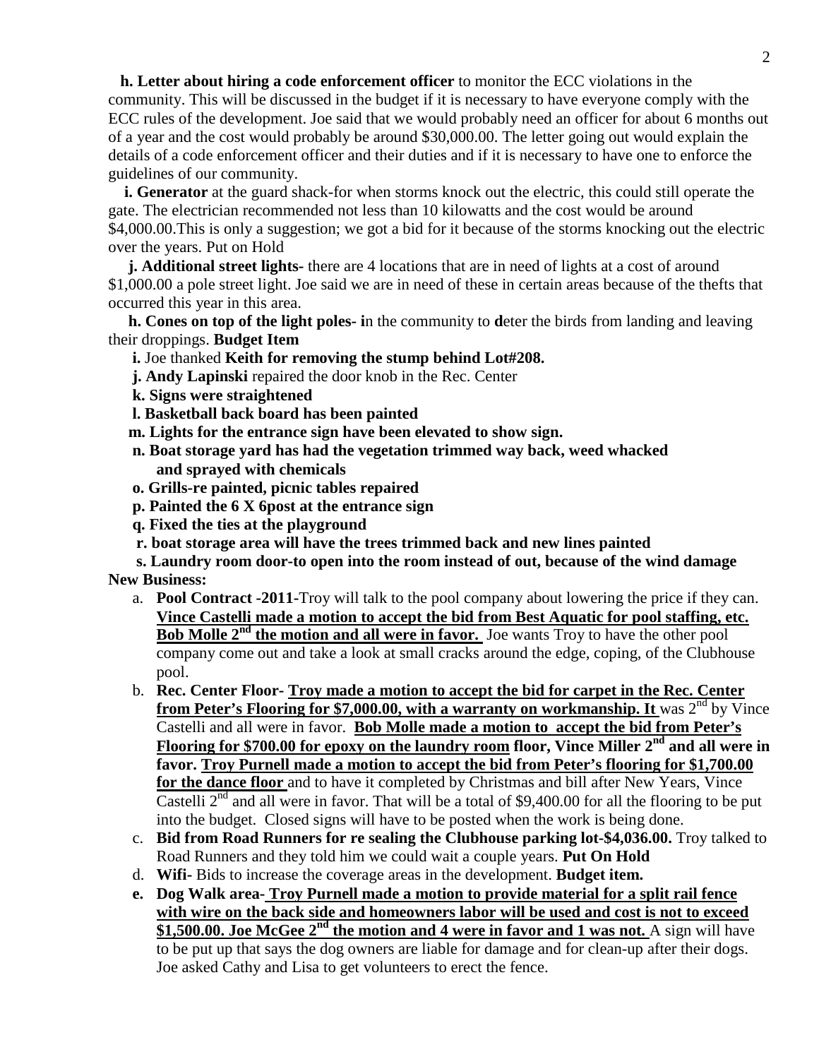**h. Letter about hiring a code enforcement officer** to monitor the ECC violations in the community. This will be discussed in the budget if it is necessary to have everyone comply with the ECC rules of the development. Joe said that we would probably need an officer for about 6 months out of a year and the cost would probably be around $30,000.00. The letter going out would explain the details of a code enforcement officer and their duties and if it is necessary to have one to enforce the guidelines of our community.

**i. Generator** at the guard shack-for when storms knock out the electric, this could still operate the gate. The electrician recommended not less than 10 kilowatts and the cost would be around $4,000.00.This is only a suggestion; we got a bid for it because of the storms knocking out the electric over the years. Put on Hold

**j. Additional street lights-** there are 4 locations that are in need of lights at a cost of around $1,000.00 a pole street light. Joe said we are in need of these in certain areas because of the thefts that occurred this year in this area.

**h. Cones on top of the light poles- i**n the community to **d**eter the birds from landing and leaving their droppings. **Budget Item**

**i.** Joe thanked **Keith for removing the stump behind Lot#208.**

**j. Andy Lapinski** repaired the door knob in the Rec. Center

**k. Signs were straightened**

**l. Basketball back board has been painted**

**m. Lights for the entrance sign have been elevated to show sign.**

**n. Boat storage yard has had the vegetation trimmed way back, weed whacked and sprayed with chemicals**

**o. Grills-re painted, picnic tables repaired**

**p. Painted the 6 X 6post at the entrance sign**

**q. Fixed the ties at the playground**

**r. boat storage area will have the trees trimmed back and new lines painted**

**s. Laundry room door-to open into the room instead of out, because of the wind damage**

**New Business:**

a. **Pool Contract -2011-**Troy will talk to the pool company about lowering the price if they can. **Vince Castelli made a motion to accept the bid from Best Aquatic for pool staffing, etc. Bob Molle 2nd the motion and all were in favor.** Joe wants Troy to have the other pool company come out and take a look at small cracks around the edge, coping, of the Clubhouse pool.

b. **Rec. Center Floor- Troy made a motion to accept the bid for carpet in the Rec. Center from Peter's Flooring for $7,000.00, with a warranty on workmanship. It** was 2nd by Vince Castelli and all were in favor. **Bob Molle made a motion to accept the bid from Peter's Flooring for $700.00 for epoxy on the laundry room floor, Vince Miller 2nd and all were in favor. Troy Purnell made a motion to accept the bid from Peter's flooring for $1,700.00 for the dance floor** and to have it completed by Christmas and bill after New Years, Vince Castelli 2nd and all were in favor. That will be a total of $9,400.00 for all the flooring to be put into the budget. Closed signs will have to be posted when the work is being done.

c. **Bid from Road Runners for re sealing the Clubhouse parking lot-$4,036.00.** Troy talked to Road Runners and they told him we could wait a couple years. **Put On Hold**

d. **Wifi-** Bids to increase the coverage areas in the development. **Budget item.**

e. **Dog Walk area- Troy Purnell made a motion to provide material for a split rail fence with wire on the back side and homeowners labor will be used and cost is not to exceed $1,500.00. Joe McGee 2nd the motion and 4 were in favor and 1 was not.** A sign will have to be put up that says the dog owners are liable for damage and for clean-up after their dogs. Joe asked Cathy and Lisa to get volunteers to erect the fence.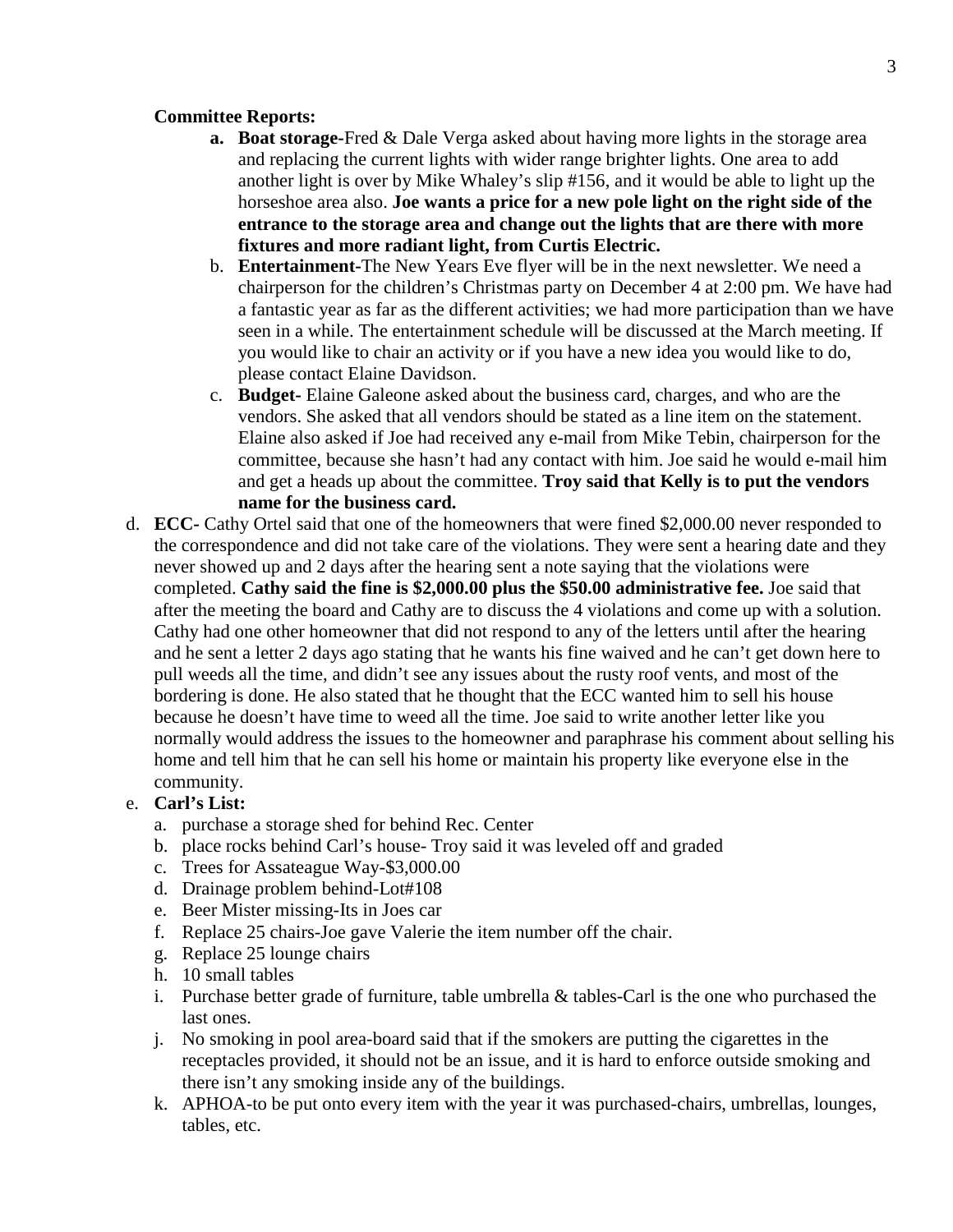**Committee Reports:**

a. **Boat storage-**Fred & Dale Verga asked about having more lights in the storage area and replacing the current lights with wider range brighter lights. One area to add another light is over by Mike Whaley's slip #156, and it would be able to light up the horseshoe area also. **Joe wants a price for a new pole light on the right side of the entrance to the storage area and change out the lights that are there with more fixtures and more radiant light, from Curtis Electric.**

b. **Entertainment-**The New Years Eve flyer will be in the next newsletter. We need a chairperson for the children's Christmas party on December 4 at 2:00 pm. We have had a fantastic year as far as the different activities; we had more participation than we have seen in a while. The entertainment schedule will be discussed at the March meeting. If you would like to chair an activity or if you have a new idea you would like to do, please contact Elaine Davidson.

c. **Budget-** Elaine Galeone asked about the business card, charges, and who are the vendors. She asked that all vendors should be stated as a line item on the statement. Elaine also asked if Joe had received any e-mail from Mike Tebin, chairperson for the committee, because she hasn't had any contact with him. Joe said he would e-mail him and get a heads up about the committee. **Troy said that Kelly is to put the vendors name for the business card.**

d. **ECC-** Cathy Ortel said that one of the homeowners that were fined $2,000.00 never responded to the correspondence and did not take care of the violations. They were sent a hearing date and they never showed up and 2 days after the hearing sent a note saying that the violations were completed. **Cathy said the fine is $2,000.00 plus the $50.00 administrative fee.** Joe said that after the meeting the board and Cathy are to discuss the 4 violations and come up with a solution. Cathy had one other homeowner that did not respond to any of the letters until after the hearing and he sent a letter 2 days ago stating that he wants his fine waived and he can't get down here to pull weeds all the time, and didn't see any issues about the rusty roof vents, and most of the bordering is done. He also stated that he thought that the ECC wanted him to sell his house because he doesn't have time to weed all the time. Joe said to write another letter like you normally would address the issues to the homeowner and paraphrase his comment about selling his home and tell him that he can sell his home or maintain his property like everyone else in the community.

e. **Carl's List:**
   a. purchase a storage shed for behind Rec. Center
   b. place rocks behind Carl's house- Troy said it was leveled off and graded
   c. Trees for Assateague Way-$3,000.00
   d. Drainage problem behind-Lot#108
   e. Beer Mister missing-Its in Joes car
   f. Replace 25 chairs-Joe gave Valerie the item number off the chair.
   g. Replace 25 lounge chairs
   h. 10 small tables
   i. Purchase better grade of furniture, table umbrella & tables-Carl is the one who purchased the last ones.
   j. No smoking in pool area-board said that if the smokers are putting the cigarettes in the receptacles provided, it should not be an issue, and it is hard to enforce outside smoking and there isn't any smoking inside any of the buildings.
   k. APHOA-to be put onto every item with the year it was purchased-chairs, umbrellas, lounges, tables, etc.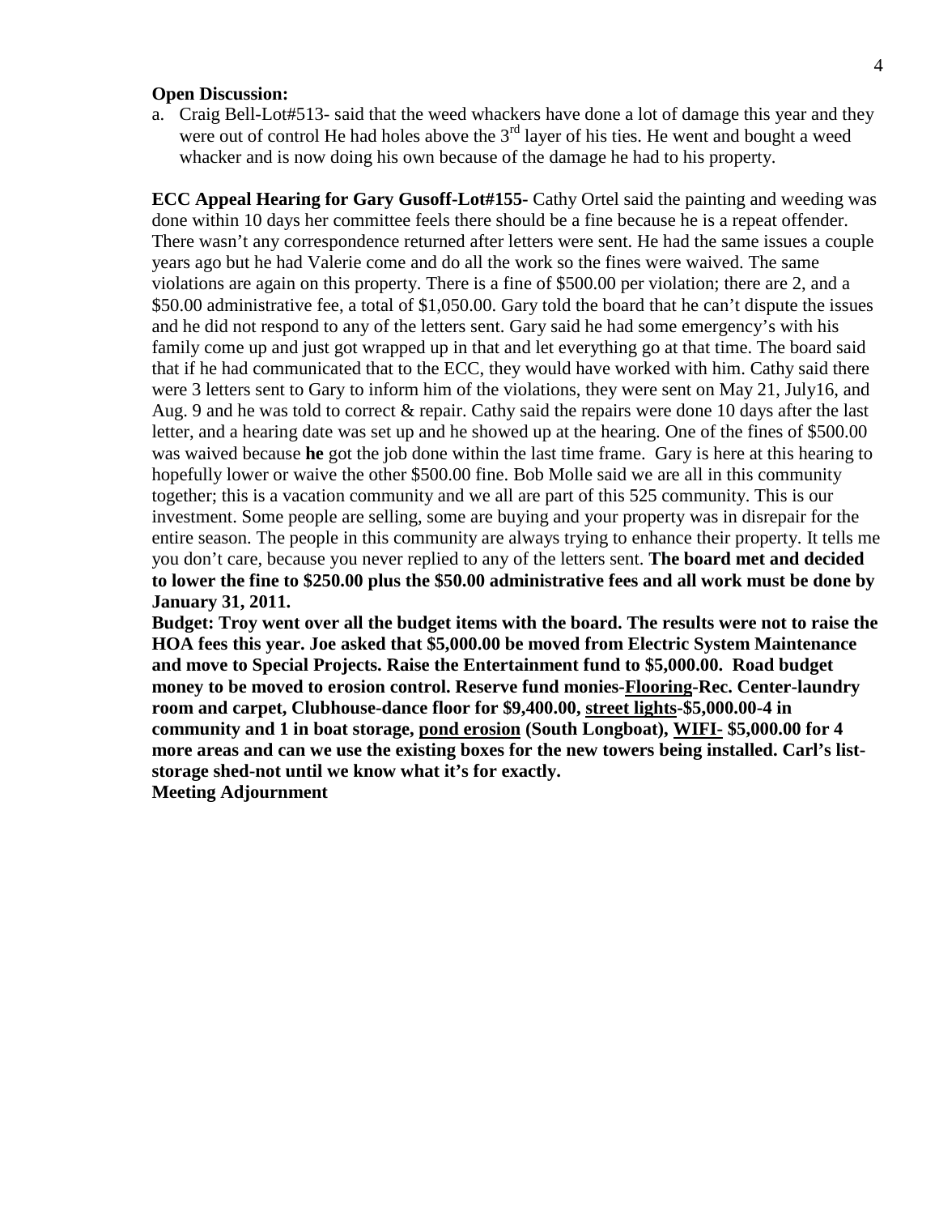**Open Discussion:**

a. Craig Bell-Lot#513- said that the weed whackers have done a lot of damage this year and they were out of control He had holes above the 3rd layer of his ties. He went and bought a weed whacker and is now doing his own because of the damage he had to his property.

**ECC Appeal Hearing for Gary Gusoff-Lot#155-** Cathy Ortel said the painting and weeding was done within 10 days her committee feels there should be a fine because he is a repeat offender. There wasn't any correspondence returned after letters were sent. He had the same issues a couple years ago but he had Valerie come and do all the work so the fines were waived. The same violations are again on this property. There is a fine of $500.00 per violation; there are 2, and a $50.00 administrative fee, a total of $1,050.00. Gary told the board that he can't dispute the issues and he did not respond to any of the letters sent. Gary said he had some emergency's with his family come up and just got wrapped up in that and let everything go at that time. The board said that if he had communicated that to the ECC, they would have worked with him. Cathy said there were 3 letters sent to Gary to inform him of the violations, they were sent on May 21, July16, and Aug. 9 and he was told to correct & repair. Cathy said the repairs were done 10 days after the last letter, and a hearing date was set up and he showed up at the hearing. One of the fines of $500.00 was waived because **he** got the job done within the last time frame. Gary is here at this hearing to hopefully lower or waive the other $500.00 fine. Bob Molle said we are all in this community together; this is a vacation community and we all are part of this 525 community. This is our investment. Some people are selling, some are buying and your property was in disrepair for the entire season. The people in this community are always trying to enhance their property. It tells me you don't care, because you never replied to any of the letters sent. **The board met and decided to lower the fine to $250.00 plus the $50.00 administrative fees and all work must be done by January 31, 2011.**

**Budget: Troy went over all the budget items with the board. The results were not to raise the HOA fees this year. Joe asked that $5,000.00 be moved from Electric System Maintenance and move to Special Projects. Raise the Entertainment fund to $5,000.00. Road budget money to be moved to erosion control. Reserve fund monies-<u>Flooring</u>-Rec. Center-laundry room and carpet, Clubhouse-dance floor for $9,400.00, <u>street lights</u>-$5,000.00-4 in community and 1 in boat storage, <u>pond erosion</u> (South Longboat), <u>WIFI-</u> $5,000.00 for 4 more areas and can we use the existing boxes for the new towers being installed. Carl's list-storage shed-not until we know what it's for exactly.**

**Meeting Adjournment**